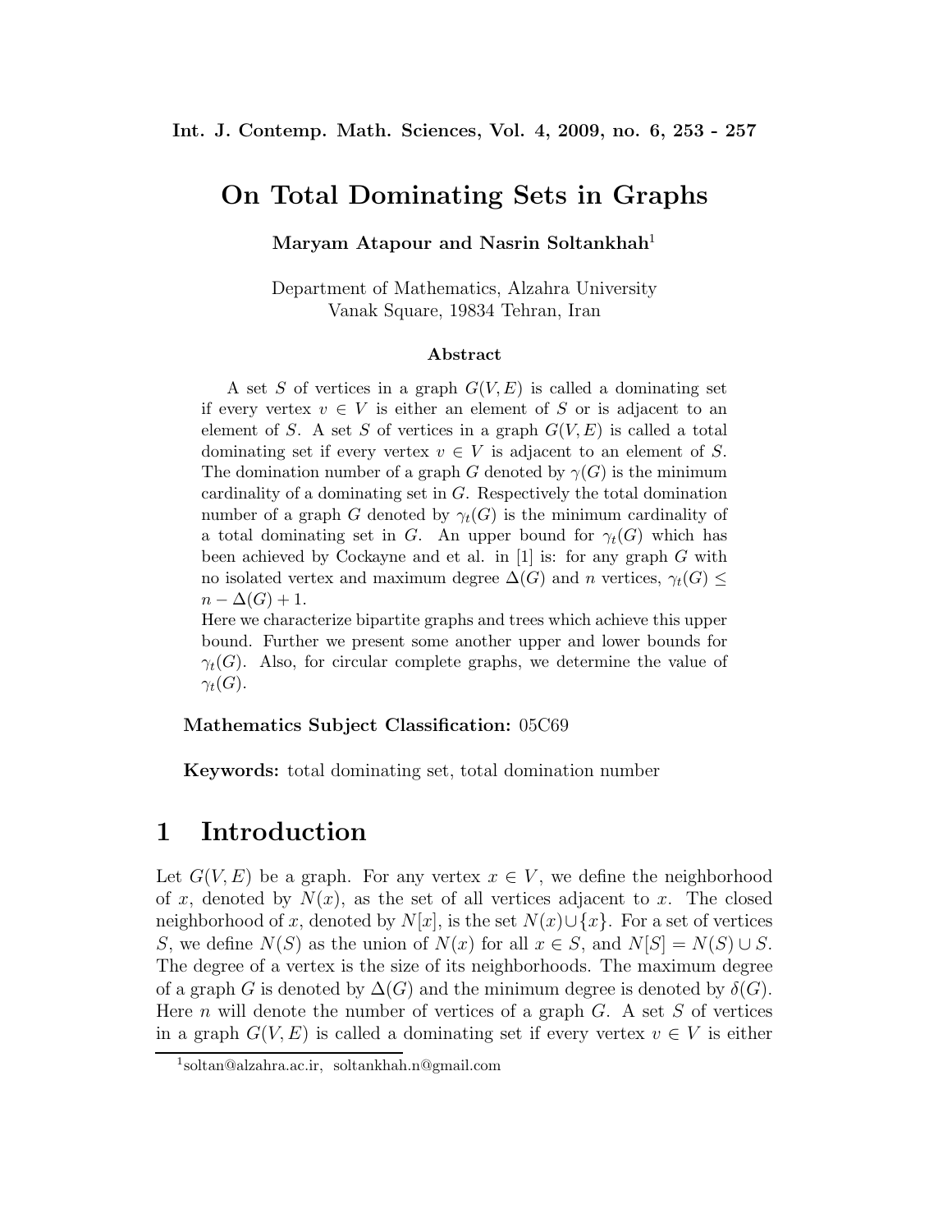# On Total Dominating Sets in Graphs

**Maryam Atapour and Nasrin Soltankhah**[1]

Department of Mathematics, Alzahra University
Vanak Square, 19834 Tehran, Iran

### Abstract

A set $S$ of vertices in a graph $G(V, E)$ is called a dominating set if every vertex $v \in V$ is either an element of $S$ or is adjacent to an element of $S$. A set $S$ of vertices in a graph $G(V, E)$ is called a total dominating set if every vertex $v \in V$ is adjacent to an element of $S$. The domination number of a graph $G$ denoted by $\gamma(G)$ is the minimum cardinality of a dominating set in $G$. Respectively the total domination number of a graph $G$ denoted by $\gamma_t(G)$ is the minimum cardinality of a total dominating set in $G$. An upper bound for $\gamma_t(G)$ which has been achieved by Cockayne and et al. in [1] is: for any graph $G$ with no isolated vertex and maximum degree $\Delta(G)$ and $n$ vertices, $\gamma_t(G) \leq n - \Delta(G) + 1$.

Here we characterize bipartite graphs and trees which achieve this upper bound. Further we present some another upper and lower bounds for $\gamma_t(G)$. Also, for circular complete graphs, we determine the value of $\gamma_t(G)$.

**Mathematics Subject Classification:** 05C69

**Keywords:** total dominating set, total domination number

# 1 Introduction

Let $G(V, E)$ be a graph. For any vertex $x \in V$, we define the neighborhood of $x$, denoted by $N(x)$, as the set of all vertices adjacent to $x$. The closed neighborhood of $x$, denoted by $N[x]$, is the set $N(x) \cup \{x\}$. For a set of vertices $S$, we define $N(S)$ as the union of $N(x)$ for all $x \in S$, and $N[S] = N(S) \cup S$. The degree of a vertex is the size of its neighborhoods. The maximum degree of a graph $G$ is denoted by $\Delta(G)$ and the minimum degree is denoted by $\delta(G)$. Here $n$ will denote the number of vertices of a graph $G$. A set $S$ of vertices in a graph $G(V, E)$ is called a dominating set if every vertex $v \in V$ is either

[1] soltan@alzahra.ac.ir, soltankhah.n@gmail.com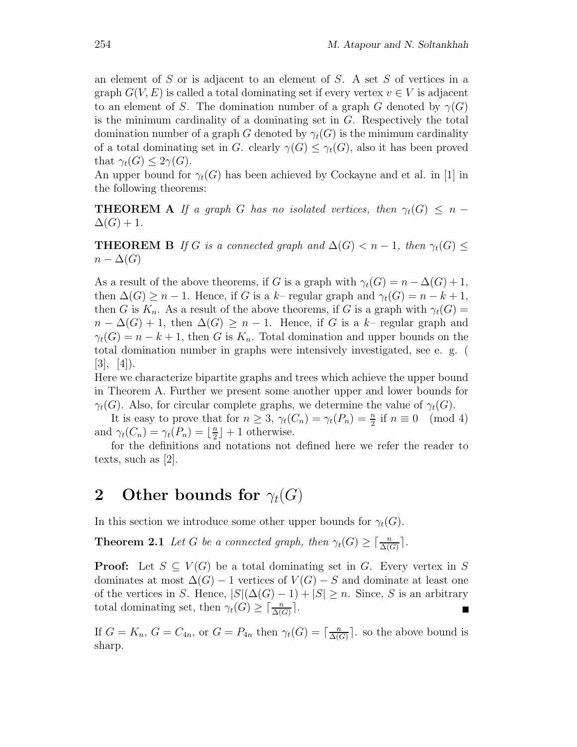an element of $S$ or is adjacent to an element of $S$. A set $S$ of vertices in a graph $G(V, E)$ is called a total dominating set if every vertex $v \in V$ is adjacent to an element of $S$. The domination number of a graph $G$ denoted by $\gamma(G)$ is the minimum cardinality of a dominating set in $G$. Respectively the total domination number of a graph $G$ denoted by $\gamma_t(G)$ is the minimum cardinality of a total dominating set in $G$. clearly $\gamma(G) \leq \gamma_t(G)$, also it has been proved that $\gamma_t(G) \leq 2\gamma(G)$.

An upper bound for $\gamma_t(G)$ has been achieved by Cockayne and et al. in [1] in the following theorems:

**THEOREM A** *If a graph $G$ has no isolated vertices, then $\gamma_t(G) \leq n - \Delta(G) + 1$.*

**THEOREM B** *If $G$ is a connected graph and $\Delta(G) < n - 1$, then $\gamma_t(G) \leq n - \Delta(G)$*

As a result of the above theorems, if $G$ is a graph with $\gamma_t(G) = n - \Delta(G) + 1$, then $\Delta(G) \geq n - 1$. Hence, if $G$ is a $k-$ regular graph and $\gamma_t(G) = n - k + 1$, then $G$ is $K_n$. As a result of the above theorems, if $G$ is a graph with $\gamma_t(G) = n - \Delta(G) + 1$, then $\Delta(G) \geq n - 1$. Hence, if $G$ is a $k-$ regular graph and $\gamma_t(G) = n - k + 1$, then $G$ is $K_n$. Total domination and upper bounds on the total domination number in graphs were intensively investigated, see e. g. ( [3], [4]).

Here we characterize bipartite graphs and trees which achieve the upper bound in Theorem A. Further we present some another upper and lower bounds for $\gamma_t(G)$. Also, for circular complete graphs, we determine the value of $\gamma_t(G)$.

It is easy to prove that for $n \geq 3$, $\gamma_t(C_n) = \gamma_t(P_n) = \frac{n}{2}$ if $n \equiv 0 \pmod 4$ and $\gamma_t(C_n) = \gamma_t(P_n) = \lfloor \frac{n}{2} \rfloor + 1$ otherwise.

for the definitions and notations not defined here we refer the reader to texts, such as [2].

## 2 Other bounds for $\gamma_t(G)$

In this section we introduce some other upper bounds for $\gamma_t(G)$.

**Theorem 2.1** *Let $G$ be a connected graph, then $\gamma_t(G) \geq \lceil \frac{n}{\Delta(G)} \rceil$.*

**Proof:** Let $S \subseteq V(G)$ be a total dominating set in $G$. Every vertex in $S$ dominates at most $\Delta(G) - 1$ vertices of $V(G) - S$ and dominate at least one of the vertices in $S$. Hence, $|S|(\Delta(G) - 1) + |S| \geq n$. Since, $S$ is an arbitrary total dominating set, then $\gamma_t(G) \geq \lceil \frac{n}{\Delta(G)} \rceil$. ■

If $G = K_n$, $G = C_{4n}$, or $G = P_{4n}$ then $\gamma_t(G) = \lceil \frac{n}{\Delta(G)} \rceil$. so the above bound is sharp.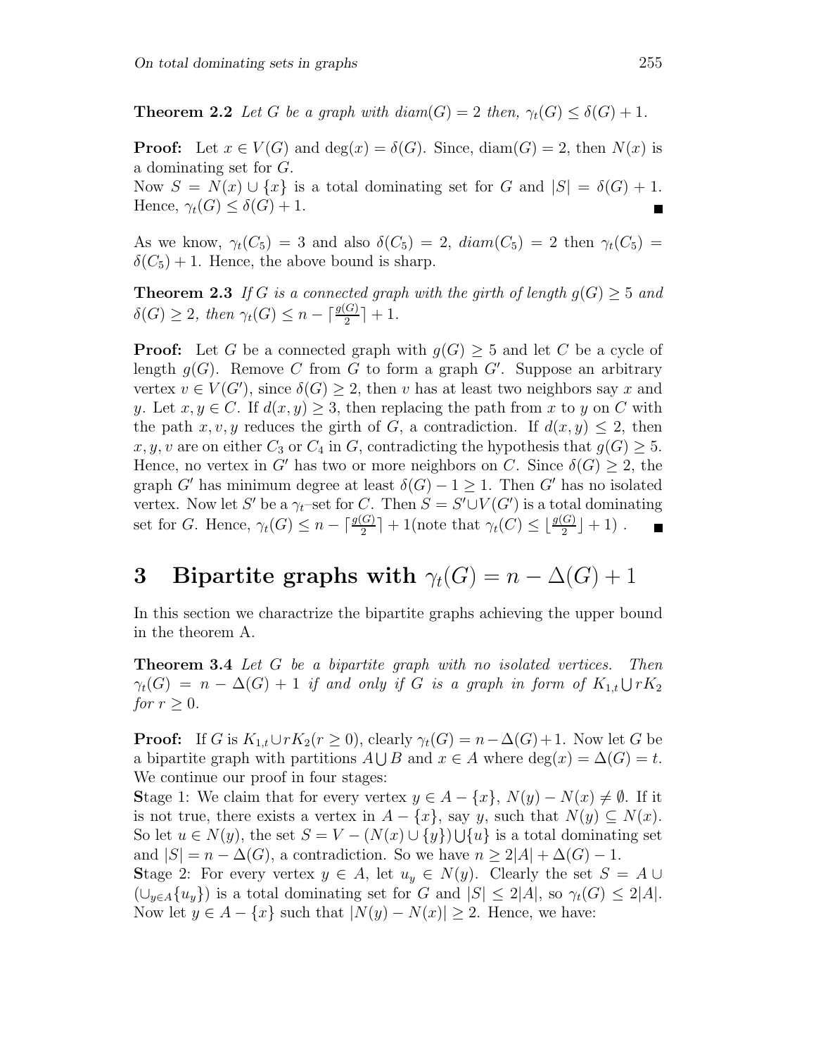**Theorem 2.2** *Let $G$ be a graph with $diam(G) = 2$ then, $\gamma_t(G) \leq \delta(G) + 1$.*

**Proof:** Let $x \in V(G)$ and $\deg(x) = \delta(G)$. Since, $\text{diam}(G) = 2$, then $N(x)$ is a dominating set for $G$.
Now $S = N(x) \cup \{x\}$ is a total dominating set for $G$ and $|S| = \delta(G) + 1$. Hence, $\gamma_t(G) \leq \delta(G) + 1$. ∎

As we know, $\gamma_t(C_5) = 3$ and also $\delta(C_5) = 2$, $diam(C_5) = 2$ then $\gamma_t(C_5) = \delta(C_5) + 1$. Hence, the above bound is sharp.

**Theorem 2.3** *If $G$ is a connected graph with the girth of length $g(G) \geq 5$ and $\delta(G) \geq 2$, then $\gamma_t(G) \leq n - \lceil \frac{g(G)}{2} \rceil + 1$.*

**Proof:** Let $G$ be a connected graph with $g(G) \geq 5$ and let $C$ be a cycle of length $g(G)$. Remove $C$ from $G$ to form a graph $G'$. Suppose an arbitrary vertex $v \in V(G')$, since $\delta(G) \geq 2$, then $v$ has at least two neighbors say $x$ and $y$. Let $x, y \in C$. If $d(x, y) \geq 3$, then replacing the path from $x$ to $y$ on $C$ with the path $x, v, y$ reduces the girth of $G$, a contradiction. If $d(x, y) \leq 2$, then $x, y, v$ are on either $C_3$ or $C_4$ in $G$, contradicting the hypothesis that $g(G) \geq 5$. Hence, no vertex in $G'$ has two or more neighbors on $C$. Since $\delta(G) \geq 2$, the graph $G'$ has minimum degree at least $\delta(G) - 1 \geq 1$. Then $G'$ has no isolated vertex. Now let $S'$ be a $\gamma_t$–set for $C$. Then $S = S' \cup V(G')$ is a total dominating set for $G$. Hence, $\gamma_t(G) \leq n - \lceil \frac{g(G)}{2} \rceil + 1$(note that $\gamma_t(C) \leq \lfloor \frac{g(G)}{2} \rfloor + 1$) . ∎

# 3 Bipartite graphs with $\gamma_t(G) = n - \Delta(G) + 1$

In this section we charactrize the bipartite graphs achieving the upper bound in the theorem A.

**Theorem 3.4** *Let $G$ be a bipartite graph with no isolated vertices. Then $\gamma_t(G) = n - \Delta(G) + 1$ if and only if $G$ is a graph in form of $K_{1,t} \bigcup rK_2$ for $r \geq 0$.*

**Proof:** If $G$ is $K_{1,t} \cup rK_2 (r \geq 0)$, clearly $\gamma_t(G) = n - \Delta(G) + 1$. Now let $G$ be a bipartite graph with partitions $A \bigcup B$ and $x \in A$ where $\deg(x) = \Delta(G) = t$. We continue our proof in four stages:
**S**tage 1: We claim that for every vertex $y \in A - \{x\}$, $N(y) - N(x) \neq \emptyset$. If it is not true, there exists a vertex in $A - \{x\}$, say $y$, such that $N(y) \subseteq N(x)$. So let $u \in N(y)$, the set $S = V - (N(x) \cup \{y\}) \bigcup \{u\}$ is a total dominating set and $|S| = n - \Delta(G)$, a contradiction. So we have $n \geq 2|A| + \Delta(G) - 1$.
**S**tage 2: For every vertex $y \in A$, let $u_y \in N(y)$. Clearly the set $S = A \cup (\cup_{y \in A}\{u_y\})$ is a total dominating set for $G$ and $|S| \leq 2|A|$, so $\gamma_t(G) \leq 2|A|$. Now let $y \in A - \{x\}$ such that $|N(y) - N(x)| \geq 2$. Hence, we have: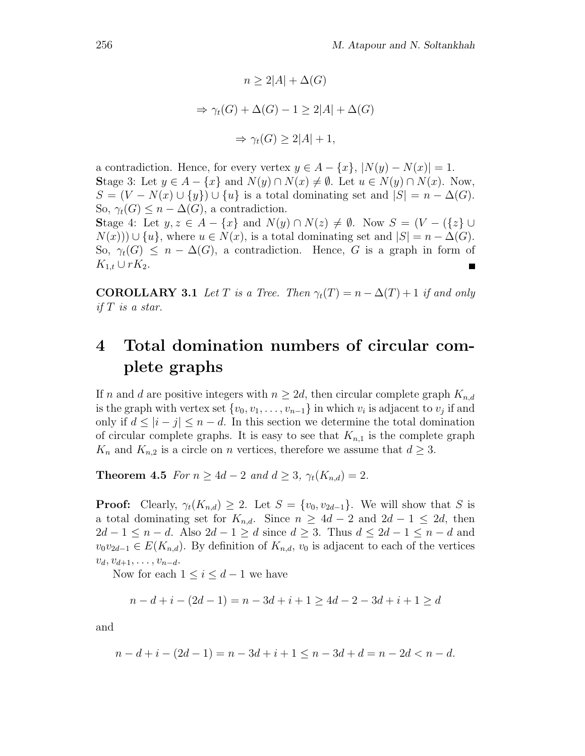$$n \geq 2|A| + \Delta(G)$$

$$\Rightarrow \gamma_t(G) + \Delta(G) - 1 \geq 2|A| + \Delta(G)$$

$$\Rightarrow \gamma_t(G) \geq 2|A| + 1,$$

a contradiction. Hence, for every vertex $y \in A - \{x\}$, $|N(y) - N(x)| = 1$.
**S**tage 3: Let $y \in A - \{x\}$ and $N(y) \cap N(x) \neq \emptyset$. Let $u \in N(y) \cap N(x)$. Now, $S = (V - N(x) \cup \{y\}) \cup \{u\}$ is a total dominating set and $|S| = n - \Delta(G)$. So, $\gamma_t(G) \leq n - \Delta(G)$, a contradiction.
**S**tage 4: Let $y, z \in A - \{x\}$ and $N(y) \cap N(z) \neq \emptyset$. Now $S = (V - (\{z\} \cup N(x))) \cup \{u\}$, where $u \in N(x)$, is a total dominating set and $|S| = n - \Delta(G)$. So, $\gamma_t(G) \leq n - \Delta(G)$, a contradiction. Hence, $G$ is a graph in form of $K_{1,t} \cup rK_2$. ■

**COROLLARY 3.1** *Let $T$ is a Tree. Then $\gamma_t(T) = n - \Delta(T) + 1$ if and only if $T$ is a star.*

# 4 Total domination numbers of circular complete graphs

If $n$ and $d$ are positive integers with $n \geq 2d$, then circular complete graph $K_{n,d}$ is the graph with vertex set $\{v_0, v_1, \ldots, v_{n-1}\}$ in which $v_i$ is adjacent to $v_j$ if and only if $d \leq |i - j| \leq n - d$. In this section we determine the total domination of circular complete graphs. It is easy to see that $K_{n,1}$ is the complete graph $K_n$ and $K_{n,2}$ is a circle on $n$ vertices, therefore we assume that $d \geq 3$.

**Theorem 4.5** *For $n \geq 4d - 2$ and $d \geq 3$, $\gamma_t(K_{n,d}) = 2$.*

**Proof:** Clearly, $\gamma_t(K_{n,d}) \geq 2$. Let $S = \{v_0, v_{2d-1}\}$. We will show that $S$ is a total dominating set for $K_{n,d}$. Since $n \geq 4d - 2$ and $2d - 1 \leq 2d$, then $2d - 1 \leq n - d$. Also $2d - 1 \geq d$ since $d \geq 3$. Thus $d \leq 2d - 1 \leq n - d$ and $v_0 v_{2d-1} \in E(K_{n,d})$. By definition of $K_{n,d}$, $v_0$ is adjacent to each of the vertices $v_d, v_{d+1}, \ldots, v_{n-d}$.

Now for each $1 \leq i \leq d - 1$ we have

$$n - d + i - (2d - 1) = n - 3d + i + 1 \geq 4d - 2 - 3d + i + 1 \geq d$$

and

$$n - d + i - (2d - 1) = n - 3d + i + 1 \leq n - 3d + d = n - 2d < n - d.$$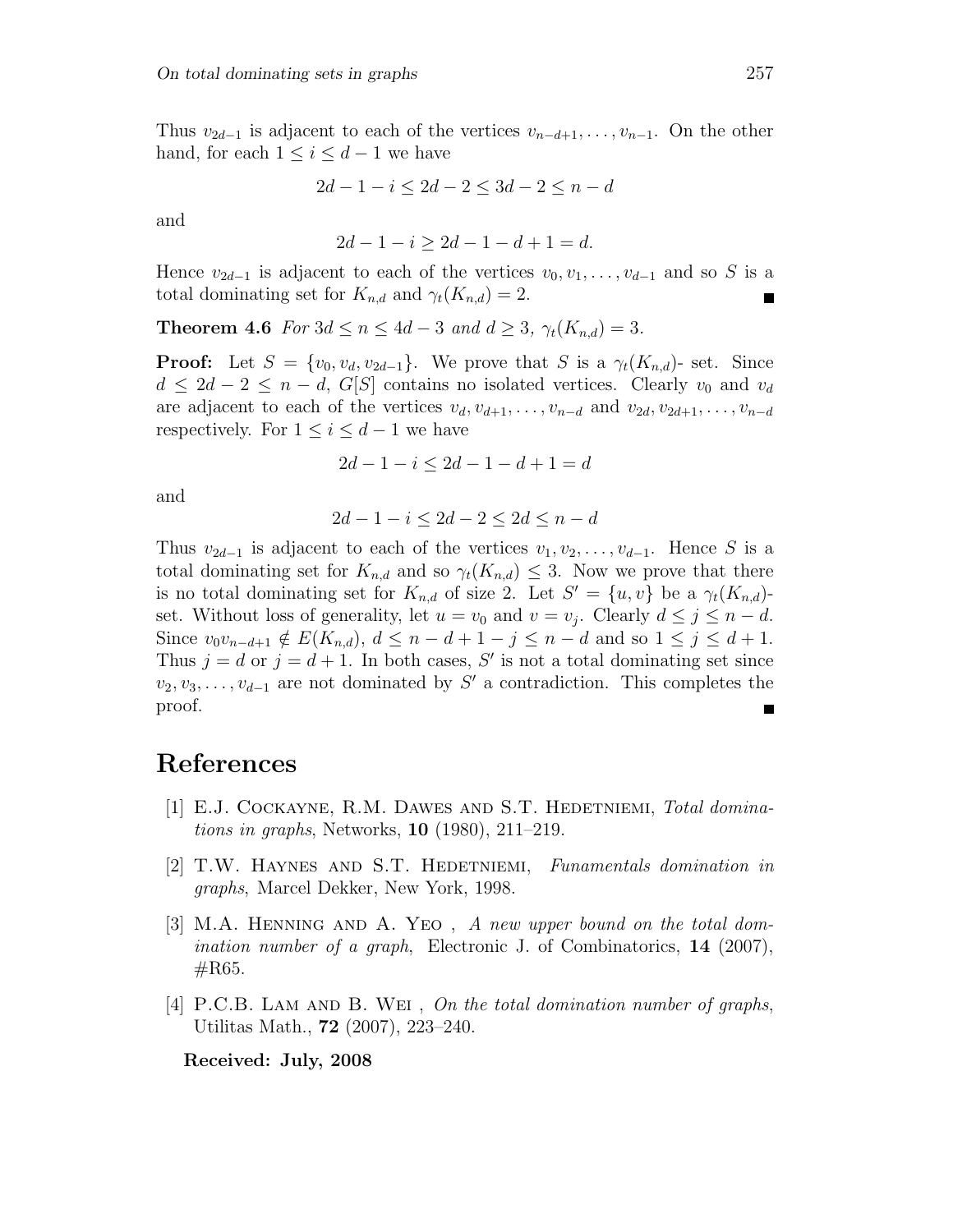Thus $v_{2d-1}$ is adjacent to each of the vertices $v_{n-d+1}, \ldots, v_{n-1}$. On the other hand, for each $1 \leq i \leq d-1$ we have

$$2d - 1 - i \leq 2d - 2 \leq 3d - 2 \leq n - d$$

and

$$2d - 1 - i \geq 2d - 1 - d + 1 = d.$$

Hence $v_{2d-1}$ is adjacent to each of the vertices $v_0, v_1, \ldots, v_{d-1}$ and so $S$ is a total dominating set for $K_{n,d}$ and $\gamma_t(K_{n,d}) = 2$. ∎

**Theorem 4.6** *For $3d \leq n \leq 4d - 3$ and $d \geq 3$, $\gamma_t(K_{n,d}) = 3$.*

**Proof:** Let $S = \{v_0, v_d, v_{2d-1}\}$. We prove that $S$ is a $\gamma_t(K_{n,d})$- set. Since $d \leq 2d - 2 \leq n - d$, $G[S]$ contains no isolated vertices. Clearly $v_0$ and $v_d$ are adjacent to each of the vertices $v_d, v_{d+1}, \ldots, v_{n-d}$ and $v_{2d}, v_{2d+1}, \ldots, v_{n-d}$ respectively. For $1 \leq i \leq d-1$ we have

$$2d - 1 - i \leq 2d - 1 - d + 1 = d$$

and

$$2d - 1 - i \leq 2d - 2 \leq 2d \leq n - d$$

Thus $v_{2d-1}$ is adjacent to each of the vertices $v_1, v_2, \ldots, v_{d-1}$. Hence $S$ is a total dominating set for $K_{n,d}$ and so $\gamma_t(K_{n,d}) \leq 3$. Now we prove that there is no total dominating set for $K_{n,d}$ of size 2. Let $S' = \{u, v\}$ be a $\gamma_t(K_{n,d})$-set. Without loss of generality, let $u = v_0$ and $v = v_j$. Clearly $d \leq j \leq n - d$. Since $v_0 v_{n-d+1} \notin E(K_{n,d})$, $d \leq n - d + 1 - j \leq n - d$ and so $1 \leq j \leq d + 1$. Thus $j = d$ or $j = d + 1$. In both cases, $S'$ is not a total dominating set since $v_2, v_3, \ldots, v_{d-1}$ are not dominated by $S'$ a contradiction. This completes the proof. ∎

# References

[1] E.J. Cockayne, R.M. Dawes and S.T. Hedetniemi, *Total dominations in graphs*, Networks, **10** (1980), 211–219.

[2] T.W. Haynes and S.T. Hedetniemi, *Funamentals domination in graphs*, Marcel Dekker, New York, 1998.

[3] M.A. Henning and A. Yeo , *A new upper bound on the total domination number of a graph*, Electronic J. of Combinatorics, **14** (2007), #R65.

[4] P.C.B. Lam and B. Wei , *On the total domination number of graphs*, Utilitas Math., **72** (2007), 223–240.

**Received: July, 2008**